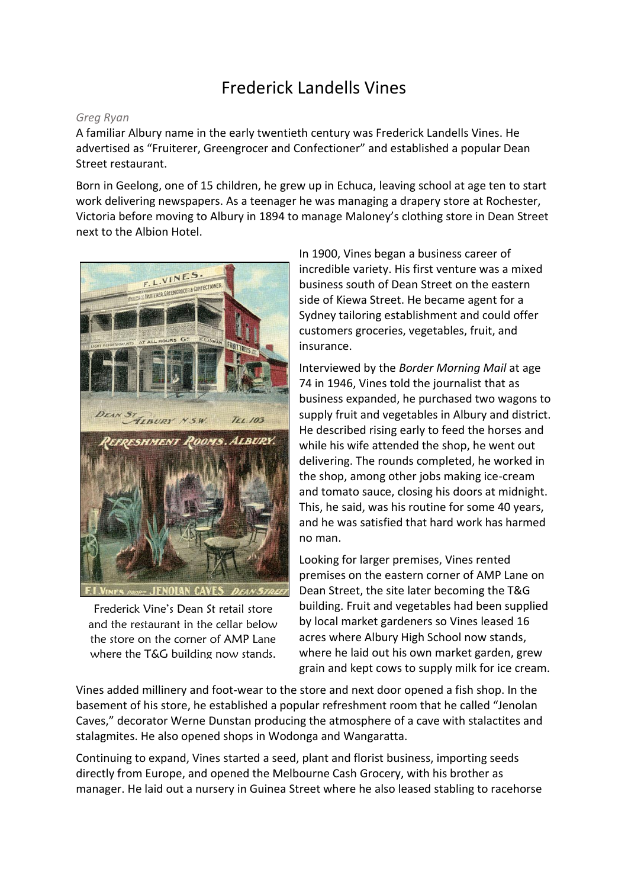# Frederick Landells Vines

*Greg Ryan*

A familiar Albury name in the early twentieth century was Frederick Landells Vines. He advertised as "Fruiterer, Greengrocer and Confectioner" and established a popular Dean Street restaurant.

Born in Geelong, one of 15 children, he grew up in Echuca, leaving school at age ten to start work delivering newspapers. As a teenager he was managing a drapery store at Rochester, Victoria before moving to Albury in 1894 to manage Maloney's clothing store in Dean Street next to the Albion Hotel.

Frederick Vine's Dean St retail store and the restaurant in the cellar below the store on the corner of AMP Lane where the T&G building now stands.

In 1900, Vines began a business career of incredible variety. His first venture was a mixed business south of Dean Street on the eastern side of Kiewa Street. He became agent for a Sydney tailoring establishment and could offer customers groceries, vegetables, fruit, and insurance.

Interviewed by the *Border Morning Mail* at age 74 in 1946, Vines told the journalist that as business expanded, he purchased two wagons to supply fruit and vegetables in Albury and district. He described rising early to feed the horses and while his wife attended the shop, he went out delivering. The rounds completed, he worked in the shop, among other jobs making ice-cream and tomato sauce, closing his doors at midnight. This, he said, was his routine for some 40 years, and he was satisfied that hard work has harmed no man.

Looking for larger premises, Vines rented premises on the eastern corner of AMP Lane on Dean Street, the site later becoming the T&G building. Fruit and vegetables had been supplied by local market gardeners so Vines leased 16 acres where Albury High School now stands, where he laid out his own market garden, grew grain and kept cows to supply milk for ice cream.

Vines added millinery and foot-wear to the store and next door opened a fish shop. In the basement of his store, he established a popular refreshment room that he called "Jenolan Caves," decorator Werne Dunstan producing the atmosphere of a cave with stalactites and stalagmites. He also opened shops in Wodonga and Wangaratta.

Continuing to expand, Vines started a seed, plant and florist business, importing seeds directly from Europe, and opened the Melbourne Cash Grocery, with his brother as manager. He laid out a nursery in Guinea Street where he also leased stabling to racehorse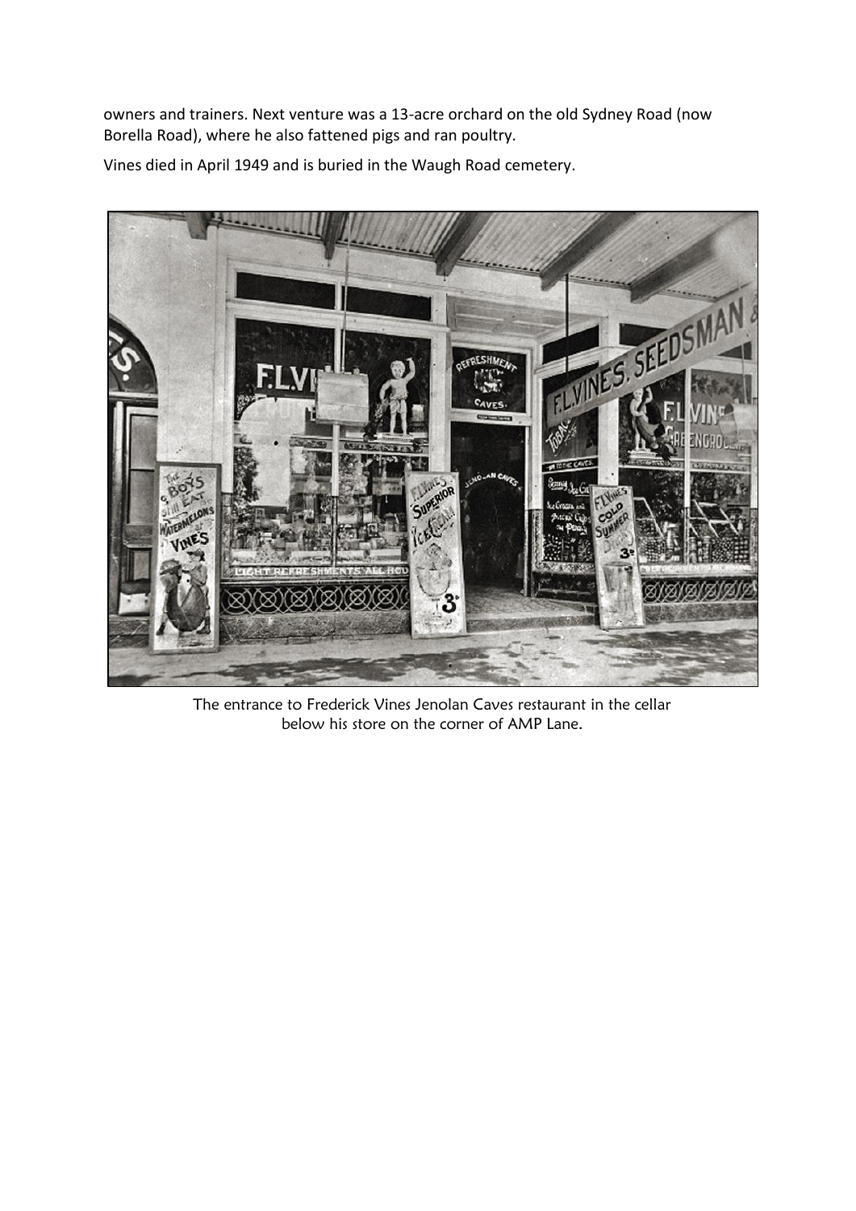owners and trainers. Next venture was a 13-acre orchard on the old Sydney Road (now Borella Road), where he also fattened pigs and ran poultry.

Vines died in April 1949 and is buried in the Waugh Road cemetery.

The entrance to Frederick Vines Jenolan Caves restaurant in the cellar below his store on the corner of AMP Lane.